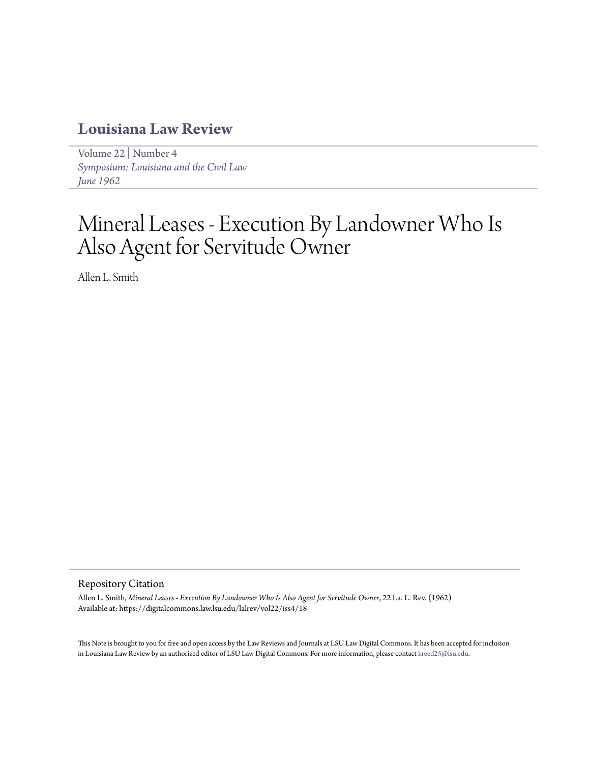# Louisiana Law Review

Volume 22 | Number 4
*Symposium: Louisiana and the Civil Law*
*June 1962*

# Mineral Leases - Execution By Landowner Who Is Also Agent for Servitude Owner

Allen L. Smith

## Repository Citation

Allen L. Smith, *Mineral Leases - Execution By Landowner Who Is Also Agent for Servitude Owner*, 22 La. L. Rev. (1962)
Available at: https://digitalcommons.law.lsu.edu/lalrev/vol22/iss4/18

This Note is brought to you for free and open access by the Law Reviews and Journals at LSU Law Digital Commons. It has been accepted for inclusion in Louisiana Law Review by an authorized editor of LSU Law Digital Commons. For more information, please contact kreed25@lsu.edu.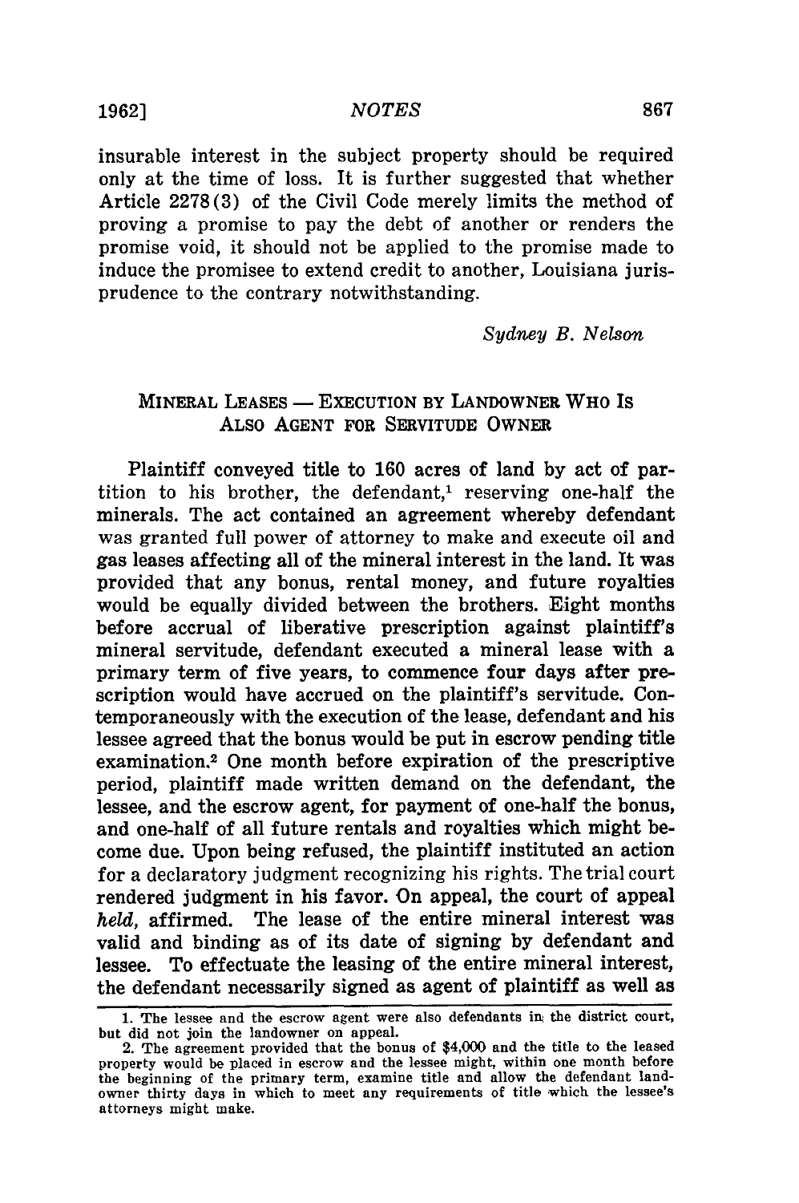insurable interest in the subject property should be required only at the time of loss. It is further suggested that whether Article 2278(3) of the Civil Code merely limits the method of proving a promise to pay the debt of another or renders the promise void, it should not be applied to the promise made to induce the promisee to extend credit to another, Louisiana jurisprudence to the contrary notwithstanding.

*Sydney B. Nelson*

## MINERAL LEASES — EXECUTION BY LANDOWNER WHO IS ALSO AGENT FOR SERVITUDE OWNER

Plaintiff conveyed title to 160 acres of land by act of partition to his brother, the defendant,[1] reserving one-half the minerals. The act contained an agreement whereby defendant was granted full power of attorney to make and execute oil and gas leases affecting all of the mineral interest in the land. It was provided that any bonus, rental money, and future royalties would be equally divided between the brothers. Eight months before accrual of liberative prescription against plaintiff's mineral servitude, defendant executed a mineral lease with a primary term of five years, to commence four days after prescription would have accrued on the plaintiff's servitude. Contemporaneously with the execution of the lease, defendant and his lessee agreed that the bonus would be put in escrow pending title examination.[2] One month before expiration of the prescriptive period, plaintiff made written demand on the defendant, the lessee, and the escrow agent, for payment of one-half the bonus, and one-half of all future rentals and royalties which might become due. Upon being refused, the plaintiff instituted an action for a declaratory judgment recognizing his rights. The trial court rendered judgment in his favor. On appeal, the court of appeal *held*, affirmed. The lease of the entire mineral interest was valid and binding as of its date of signing by defendant and lessee. To effectuate the leasing of the entire mineral interest, the defendant necessarily signed as agent of plaintiff as well as

1. The lessee and the escrow agent were also defendants in the district court, but did not join the landowner on appeal.

2. The agreement provided that the bonus of $4,000 and the title to the leased property would be placed in escrow and the lessee might, within one month before the beginning of the primary term, examine title and allow the defendant landowner thirty days in which to meet any requirements of title which the lessee's attorneys might make.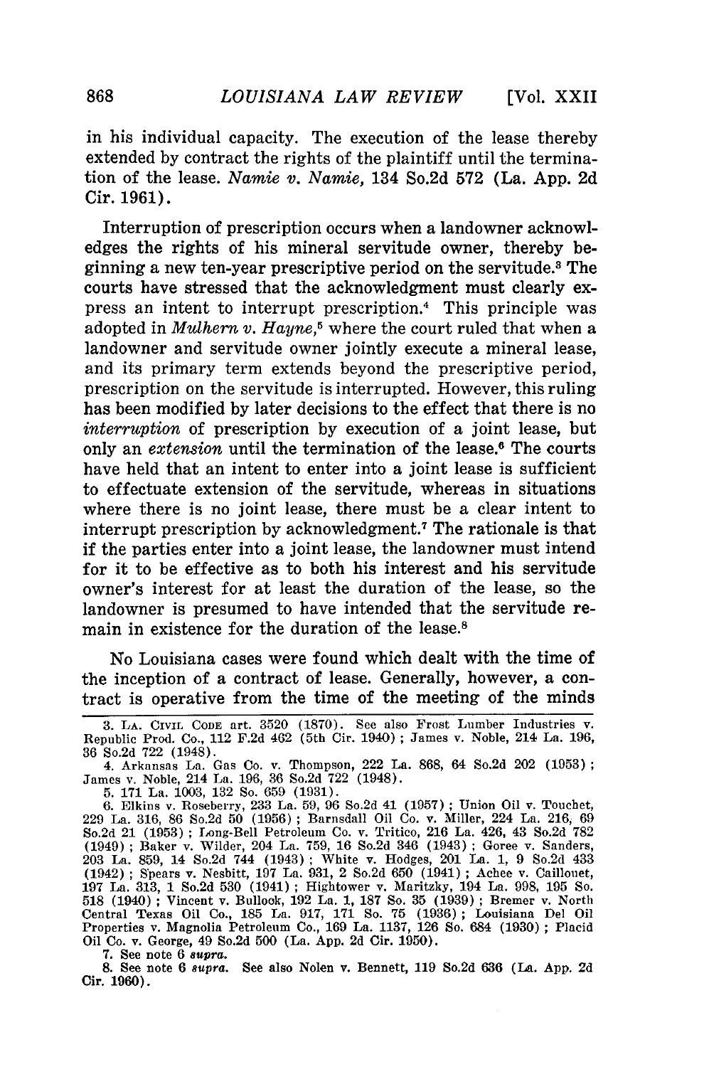in his individual capacity. The execution of the lease thereby extended by contract the rights of the plaintiff until the termination of the lease. *Namie v. Namie*, 134 So.2d 572 (La. App. 2d Cir. 1961).

Interruption of prescription occurs when a landowner acknowledges the rights of his mineral servitude owner, thereby beginning a new ten-year prescriptive period on the servitude.[3] The courts have stressed that the acknowledgment must clearly express an intent to interrupt prescription.[4] This principle was adopted in *Mulhern v. Hayne*,[5] where the court ruled that when a landowner and servitude owner jointly execute a mineral lease, and its primary term extends beyond the prescriptive period, prescription on the servitude is interrupted. However, this ruling has been modified by later decisions to the effect that there is no *interruption* of prescription by execution of a joint lease, but only an *extension* until the termination of the lease.[6] The courts have held that an intent to enter into a joint lease is sufficient to effectuate extension of the servitude, whereas in situations where there is no joint lease, there must be a clear intent to interrupt prescription by acknowledgment.[7] The rationale is that if the parties enter into a joint lease, the landowner must intend for it to be effective as to both his interest and his servitude owner's interest for at least the duration of the lease, so the landowner is presumed to have intended that the servitude remain in existence for the duration of the lease.[8]

No Louisiana cases were found which dealt with the time of the inception of a contract of lease. Generally, however, a contract is operative from the time of the meeting of the minds

---

3. LA. CIVIL CODE art. 3520 (1870). See also Frost Lumber Industries v. Republic Prod. Co., 112 F.2d 462 (5th Cir. 1940); James v. Noble, 214 La. 196, 36 So.2d 722 (1948).

4. Arkansas La. Gas Co. v. Thompson, 222 La. 868, 64 So.2d 202 (1953); James v. Noble, 214 La. 196, 36 So.2d 722 (1948).

5. 171 La. 1003, 132 So. 659 (1931).

6. Elkins v. Roseberry, 233 La. 59, 96 So.2d 41 (1957); Union Oil v. Touchet, 229 La. 316, 86 So.2d 50 (1956); Barnsdall Oil Co. v. Miller, 224 La. 216, 69 So.2d 21 (1953); Long-Bell Petroleum Co. v. Tritico, 216 La. 426, 43 So.2d 782 (1949); Baker v. Wilder, 204 La. 759, 16 So.2d 346 (1943); Goree v. Sanders, 203 La. 859, 14 So.2d 744 (1943); White v. Hodges, 201 La. 1, 9 So.2d 433 (1942); Spears v. Nesbitt, 197 La. 931, 2 So.2d 650 (1941); Achee v. Caillouet, 197 La. 313, 1 So.2d 530 (1941); Hightower v. Maritzky, 194 La. 998, 195 So. 518 (1940); Vincent v. Bullock, 192 La. 1, 187 So. 35 (1939); Bremer v. North Central Texas Oil Co., 185 La. 917, 171 So. 75 (1936); Louisiana Del Oil Properties v. Magnolia Petroleum Co., 169 La. 1137, 126 So. 684 (1930); Placid Oil Co. v. George, 49 So.2d 500 (La. App. 2d Cir. 1950).

7. See note 6 *supra*.

8. See note 6 *supra*. See also Nolen v. Bennett, 119 So.2d 636 (La. App. 2d Cir. 1960).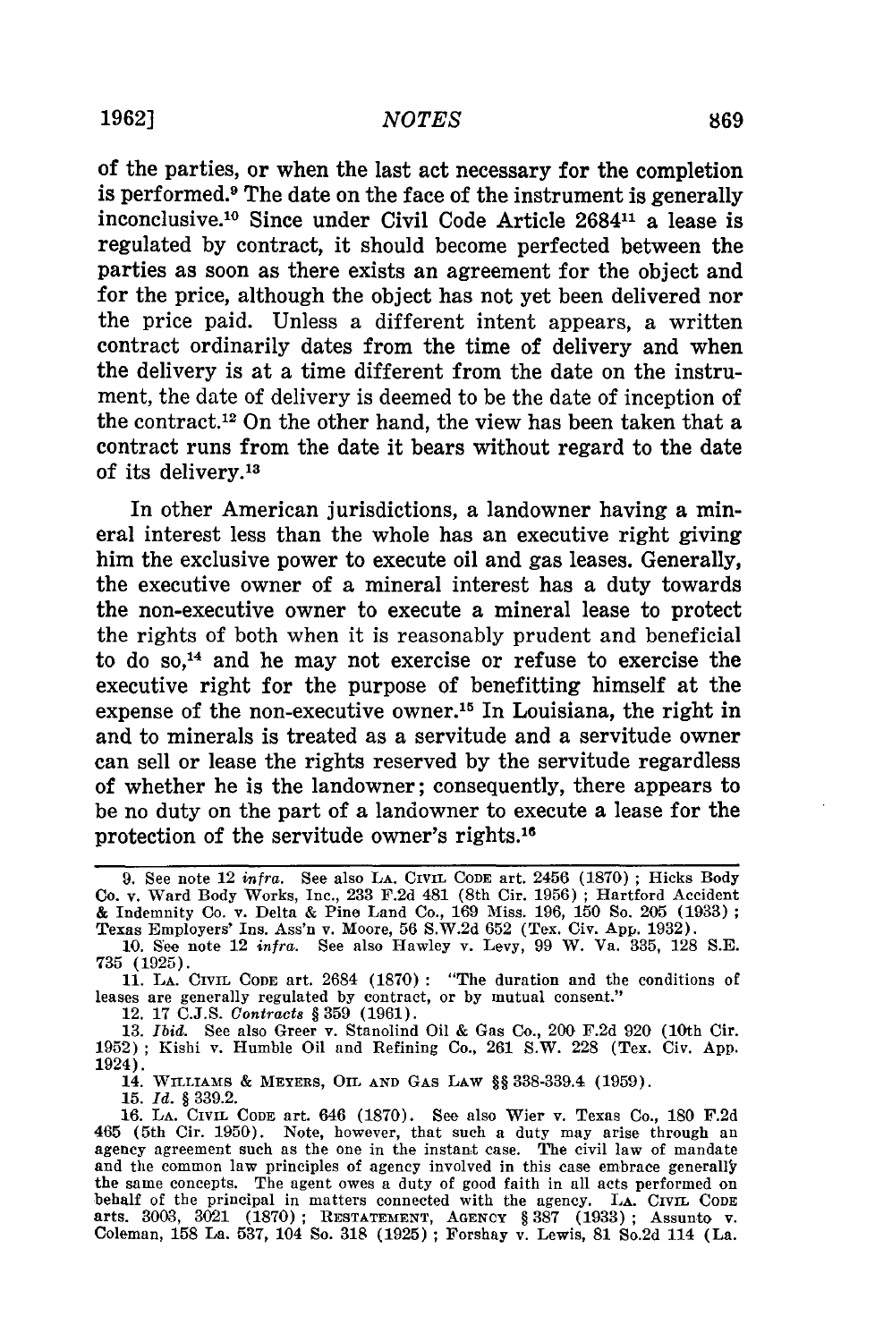of the parties, or when the last act necessary for the completion is performed.[9] The date on the face of the instrument is generally inconclusive.[10] Since under Civil Code Article 2684[11] a lease is regulated by contract, it should become perfected between the parties as soon as there exists an agreement for the object and for the price, although the object has not yet been delivered nor the price paid. Unless a different intent appears, a written contract ordinarily dates from the time of delivery and when the delivery is at a time different from the date on the instrument, the date of delivery is deemed to be the date of inception of the contract.[12] On the other hand, the view has been taken that a contract runs from the date it bears without regard to the date of its delivery.[13]

In other American jurisdictions, a landowner having a mineral interest less than the whole has an executive right giving him the exclusive power to execute oil and gas leases. Generally, the executive owner of a mineral interest has a duty towards the non-executive owner to execute a mineral lease to protect the rights of both when it is reasonably prudent and beneficial to do so,[14] and he may not exercise or refuse to exercise the executive right for the purpose of benefitting himself at the expense of the non-executive owner.[15] In Louisiana, the right in and to minerals is treated as a servitude and a servitude owner can sell or lease the rights reserved by the servitude regardless of whether he is the landowner; consequently, there appears to be no duty on the part of a landowner to execute a lease for the protection of the servitude owner's rights.[16]

---

9. See note 12 *infra*. See also LA. CIVIL CODE art. 2456 (1870); Hicks Body Co. v. Ward Body Works, Inc., 233 F.2d 481 (8th Cir. 1956); Hartford Accident & Indemnity Co. v. Delta & Pine Land Co., 169 Miss. 196, 150 So. 205 (1933); Texas Employers' Ins. Ass'n v. Moore, 56 S.W.2d 652 (Tex. Civ. App. 1932).

10. See note 12 *infra*. See also Hawley v. Levy, 99 W. Va. 335, 128 S.E. 735 (1925).

11. LA. CIVIL CODE art. 2684 (1870): "The duration and the conditions of leases are generally regulated by contract, or by mutual consent."

12. 17 C.J.S. *Contracts* § 359 (1961).

13. *Ibid.* See also Greer v. Stanolind Oil & Gas Co., 200 F.2d 920 (10th Cir. 1952); Kishi v. Humble Oil and Refining Co., 261 S.W. 228 (Tex. Civ. App. 1924).

14. WILLIAMS & MEYERS, OIL AND GAS LAW §§ 338-339.4 (1959).

15. *Id.* § 339.2.

16. LA. CIVIL CODE art. 646 (1870). See also Wier v. Texas Co., 180 F.2d 465 (5th Cir. 1950). Note, however, that such a duty may arise through an agency agreement such as the one in the instant case. The civil law of mandate and the common law principles of agency involved in this case embrace generally the same concepts. The agent owes a duty of good faith in all acts performed on behalf of the principal in matters connected with the agency. LA. CIVIL CODE arts. 3003, 3021 (1870); RESTATEMENT, AGENCY § 387 (1933); Assunto v. Coleman, 158 La. 537, 104 So. 318 (1925); Forshay v. Lewis, 81 So.2d 114 (La.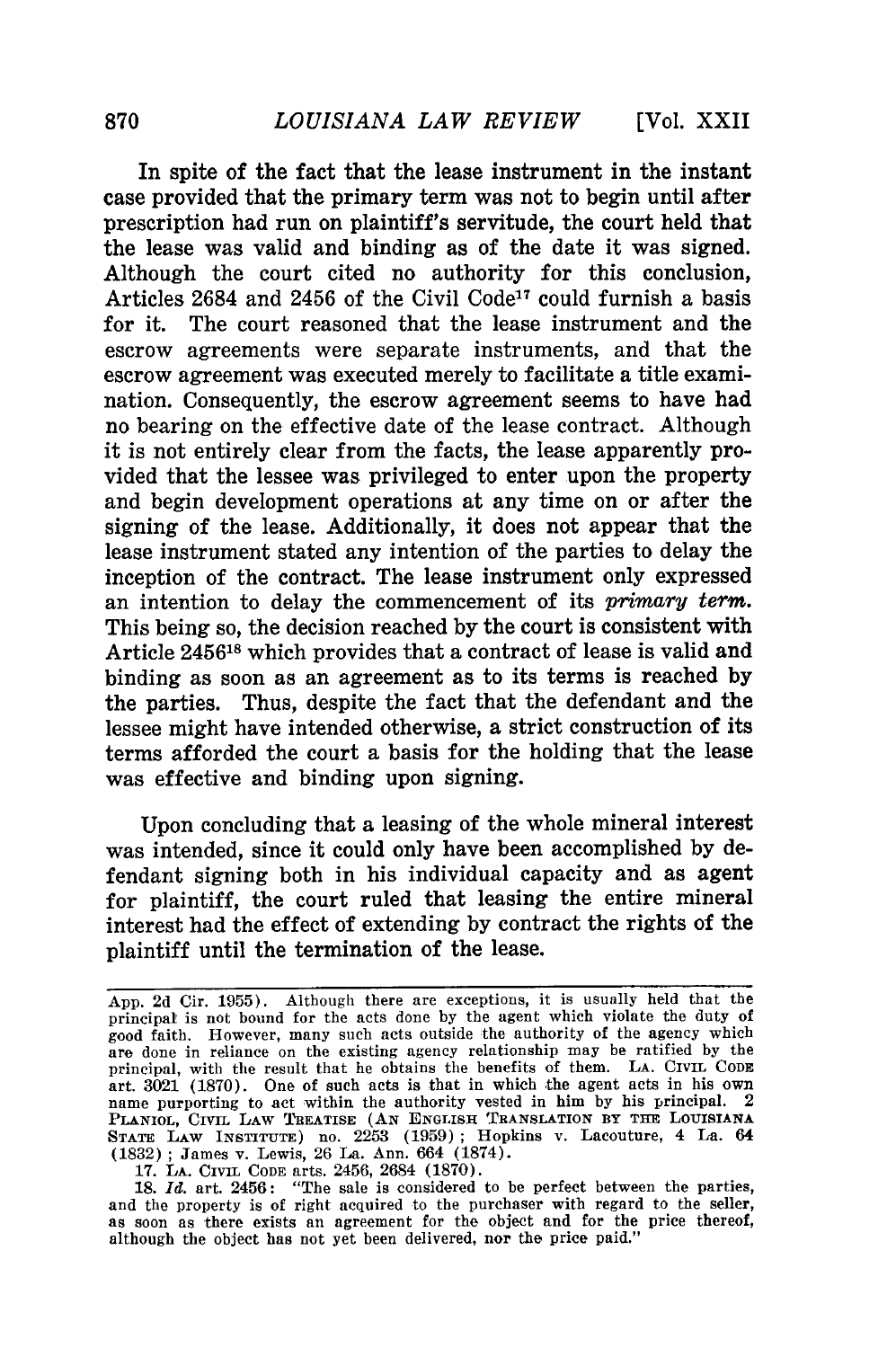In spite of the fact that the lease instrument in the instant case provided that the primary term was not to begin until after prescription had run on plaintiff's servitude, the court held that the lease was valid and binding as of the date it was signed. Although the court cited no authority for this conclusion, Articles 2684 and 2456 of the Civil Code[17] could furnish a basis for it. The court reasoned that the lease instrument and the escrow agreements were separate instruments, and that the escrow agreement was executed merely to facilitate a title examination. Consequently, the escrow agreement seems to have had no bearing on the effective date of the lease contract. Although it is not entirely clear from the facts, the lease apparently provided that the lessee was privileged to enter upon the property and begin development operations at any time on or after the signing of the lease. Additionally, it does not appear that the lease instrument stated any intention of the parties to delay the inception of the contract. The lease instrument only expressed an intention to delay the commencement of its *primary term*. This being so, the decision reached by the court is consistent with Article 2456[18] which provides that a contract of lease is valid and binding as soon as an agreement as to its terms is reached by the parties. Thus, despite the fact that the defendant and the lessee might have intended otherwise, a strict construction of its terms afforded the court a basis for the holding that the lease was effective and binding upon signing.

Upon concluding that a leasing of the whole mineral interest was intended, since it could only have been accomplished by defendant signing both in his individual capacity and as agent for plaintiff, the court ruled that leasing the entire mineral interest had the effect of extending by contract the rights of the plaintiff until the termination of the lease.

---

App. 2d Cir. 1955). Although there are exceptions, it is usually held that the principal is not bound for the acts done by the agent which violate the duty of good faith. However, many such acts outside the authority of the agency which are done in reliance on the existing agency relationship may be ratified by the principal, with the result that he obtains the benefits of them. LA. CIVIL CODE art. 3021 (1870). One of such acts is that in which the agent acts in his own name purporting to act within the authority vested in him by his principal. 2 PLANIOL, CIVIL LAW TREATISE (AN ENGLISH TRANSLATION BY THE LOUISIANA STATE LAW INSTITUTE) no. 2253 (1959); Hopkins v. Lacouture, 4 La. 64 (1832); James v. Lewis, 26 La. Ann. 664 (1874).

17. LA. CIVIL CODE arts. 2456, 2684 (1870).

18. *Id.* art. 2456: "The sale is considered to be perfect between the parties, and the property is of right acquired to the purchaser with regard to the seller, as soon as there exists an agreement for the object and for the price thereof, although the object has not yet been delivered, nor the price paid."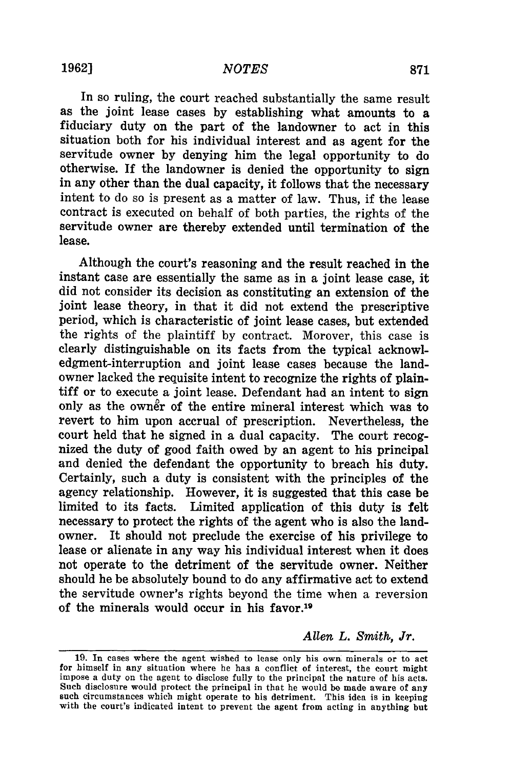In so ruling, the court reached substantially the same result as the joint lease cases by establishing what amounts to a fiduciary duty on the part of the landowner to act in this situation both for his individual interest and as agent for the servitude owner by denying him the legal opportunity to do otherwise. If the landowner is denied the opportunity to sign in any other than the dual capacity, it follows that the necessary intent to do so is present as a matter of law. Thus, if the lease contract is executed on behalf of both parties, the rights of the servitude owner are thereby extended until termination of the lease.

Although the court's reasoning and the result reached in the instant case are essentially the same as in a joint lease case, it did not consider its decision as constituting an extension of the joint lease theory, in that it did not extend the prescriptive period, which is characteristic of joint lease cases, but extended the rights of the plaintiff by contract. Morover, this case is clearly distinguishable on its facts from the typical acknowledgment-interruption and joint lease cases because the landowner lacked the requisite intent to recognize the rights of plaintiff or to execute a joint lease. Defendant had an intent to sign only as the owner of the entire mineral interest which was to revert to him upon accrual of prescription. Nevertheless, the court held that he signed in a dual capacity. The court recognized the duty of good faith owed by an agent to his principal and denied the defendant the opportunity to breach his duty. Certainly, such a duty is consistent with the principles of the agency relationship. However, it is suggested that this case be limited to its facts. Limited application of this duty is felt necessary to protect the rights of the agent who is also the landowner. It should not preclude the exercise of his privilege to lease or alienate in any way his individual interest when it does not operate to the detriment of the servitude owner. Neither should he be absolutely bound to do any affirmative act to extend the servitude owner's rights beyond the time when a reversion of the minerals would occur in his favor.[19]

*Allen L. Smith, Jr.*

---

19. In cases where the agent wished to lease only his own minerals or to act for himself in any situation where he has a conflict of interest, the court might impose a duty on the agent to disclose fully to the principal the nature of his acts. Such disclosure would protect the principal in that he would be made aware of any such circumstances which might operate to his detriment. This idea is in keeping with the court's indicated intent to prevent the agent from acting in anything but